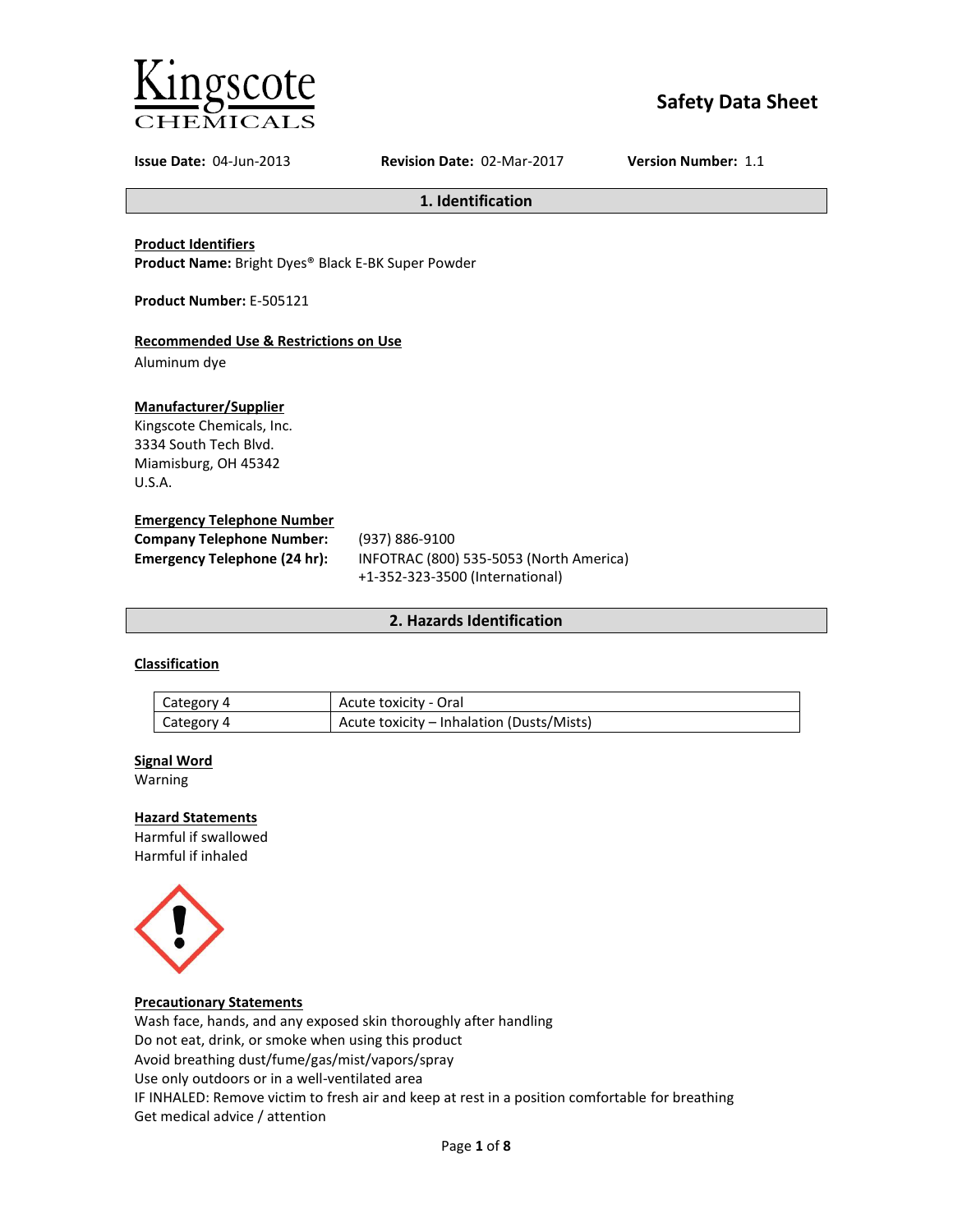Kingscote CHEMICALS

# Safety Data Sheet

**Issue Date:** 04-Jun-2013 **Revision Date:** 02-Mar-2017 **Version Number:** 1.1

## 1. Identification

**Product Identifiers**

**Product Name:** Bright Dyes® Black E-BK Super Powder

**Product Number:** E-505121

**Recommended Use & Restrictions on Use**

Aluminum dye

**Manufacturer/Supplier**

Kingscote Chemicals, Inc.
3334 South Tech Blvd.
Miamisburg, OH 45342
U.S.A.

**Emergency Telephone Number**

**Company Telephone Number:** (937) 886-9100

**Emergency Telephone (24 hr):** INFOTRAC (800) 535-5053 (North America)
+1-352-323-3500 (International)

## 2. Hazards Identification

**Classification**

| Category 4 | Acute toxicity - Oral |
|---|---|
| Category 4 | Acute toxicity – Inhalation (Dusts/Mists) |

**Signal Word**

Warning

**Hazard Statements**

Harmful if swallowed
Harmful if inhaled

**Precautionary Statements**

Wash face, hands, and any exposed skin thoroughly after handling
Do not eat, drink, or smoke when using this product
Avoid breathing dust/fume/gas/mist/vapors/spray
Use only outdoors or in a well-ventilated area
IF INHALED: Remove victim to fresh air and keep at rest in a position comfortable for breathing
Get medical advice / attention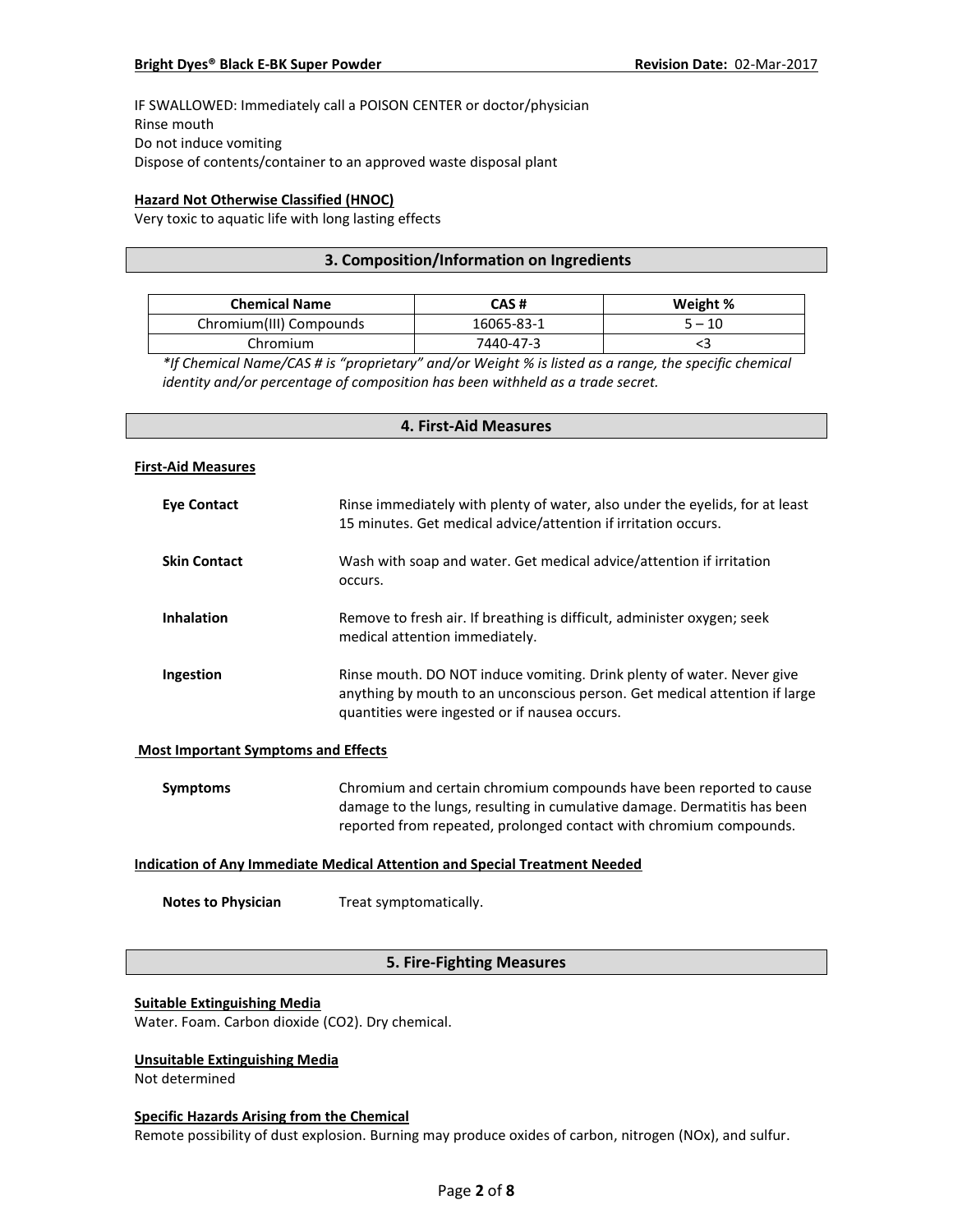IF SWALLOWED: Immediately call a POISON CENTER or doctor/physician
Rinse mouth
Do not induce vomiting
Dispose of contents/container to an approved waste disposal plant

**Hazard Not Otherwise Classified (HNOC)**
Very toxic to aquatic life with long lasting effects

## 3. Composition/Information on Ingredients

| Chemical Name | CAS # | Weight % |
|---|---|---|
| Chromium(III) Compounds | 16065-83-1 | 5 – 10 |
| Chromium | 7440-47-3 | <3 |

*\*If Chemical Name/CAS # is "proprietary" and/or Weight % is listed as a range, the specific chemical identity and/or percentage of composition has been withheld as a trade secret.*

## 4. First-Aid Measures

**First-Aid Measures**

**Eye Contact** Rinse immediately with plenty of water, also under the eyelids, for at least 15 minutes. Get medical advice/attention if irritation occurs.

**Skin Contact** Wash with soap and water. Get medical advice/attention if irritation occurs.

**Inhalation** Remove to fresh air. If breathing is difficult, administer oxygen; seek medical attention immediately.

**Ingestion** Rinse mouth. DO NOT induce vomiting. Drink plenty of water. Never give anything by mouth to an unconscious person. Get medical attention if large quantities were ingested or if nausea occurs.

**Most Important Symptoms and Effects**

**Symptoms** Chromium and certain chromium compounds have been reported to cause damage to the lungs, resulting in cumulative damage. Dermatitis has been reported from repeated, prolonged contact with chromium compounds.

**Indication of Any Immediate Medical Attention and Special Treatment Needed**

**Notes to Physician** Treat symptomatically.

## 5. Fire-Fighting Measures

**Suitable Extinguishing Media**
Water. Foam. Carbon dioxide ($CO_2$). Dry chemical.

**Unsuitable Extinguishing Media**
Not determined

**Specific Hazards Arising from the Chemical**
Remote possibility of dust explosion. Burning may produce oxides of carbon, nitrogen ($NO_x$), and sulfur.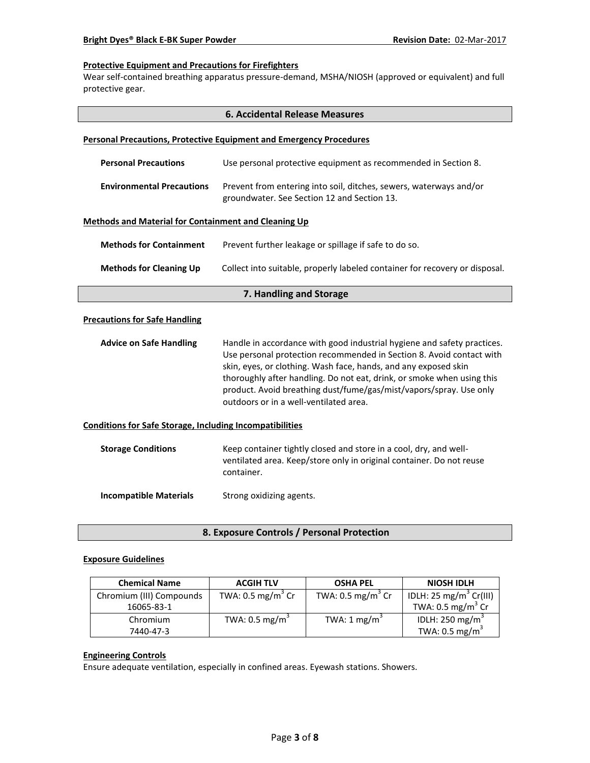#### Protective Equipment and Precautions for Firefighters

Wear self-contained breathing apparatus pressure-demand, MSHA/NIOSH (approved or equivalent) and full protective gear.

## 6. Accidental Release Measures

#### Personal Precautions, Protective Equipment and Emergency Procedures

**Personal Precautions** Use personal protective equipment as recommended in Section 8.

**Environmental Precautions** Prevent from entering into soil, ditches, sewers, waterways and/or groundwater. See Section 12 and Section 13.

#### Methods and Material for Containment and Cleaning Up

**Methods for Containment** Prevent further leakage or spillage if safe to do so.

**Methods for Cleaning Up** Collect into suitable, properly labeled container for recovery or disposal.

## 7. Handling and Storage

#### Precautions for Safe Handling

**Advice on Safe Handling** Handle in accordance with good industrial hygiene and safety practices. Use personal protection recommended in Section 8. Avoid contact with skin, eyes, or clothing. Wash face, hands, and any exposed skin thoroughly after handling. Do not eat, drink, or smoke when using this product. Avoid breathing dust/fume/gas/mist/vapors/spray. Use only outdoors or in a well-ventilated area.

#### Conditions for Safe Storage, Including Incompatibilities

**Storage Conditions** Keep container tightly closed and store in a cool, dry, and well-ventilated area. Keep/store only in original container. Do not reuse container.

**Incompatible Materials** Strong oxidizing agents.

## 8. Exposure Controls / Personal Protection

#### Exposure Guidelines

| Chemical Name | ACGIH TLV | OSHA PEL | NIOSH IDLH |
|---|---|---|---|
| Chromium (III) Compounds 16065-83-1 | TWA: 0.5 mg/m$^3$ Cr | TWA: 0.5 mg/m$^3$ Cr | IDLH: 25 mg/m$^3$ Cr(III) TWA: 0.5 mg/m$^3$ Cr |
| Chromium 7440-47-3 | TWA: 0.5 mg/m$^3$ | TWA: 1 mg/m$^3$ | IDLH: 250 mg/m$^3$ TWA: 0.5 mg/m$^3$ |

#### Engineering Controls

Ensure adequate ventilation, especially in confined areas. Eyewash stations. Showers.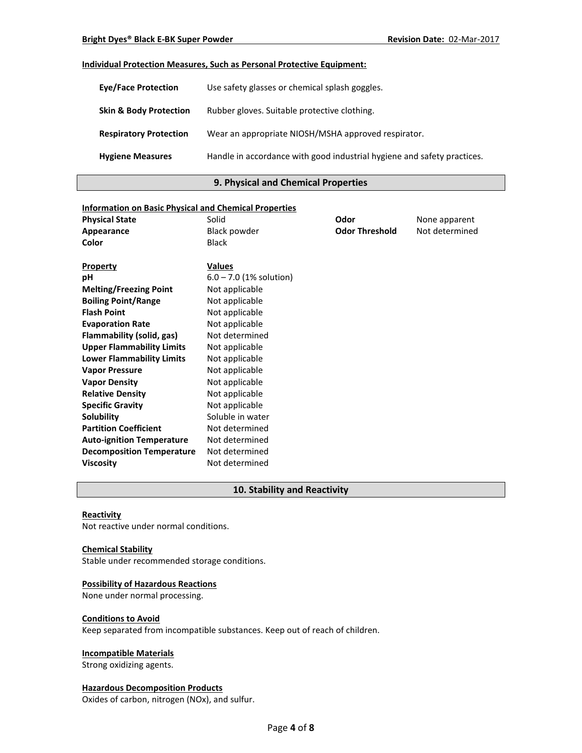**Individual Protection Measures, Such as Personal Protective Equipment:**

| | |
|---|---|
| **Eye/Face Protection** | Use safety glasses or chemical splash goggles. |
| **Skin & Body Protection** | Rubber gloves. Suitable protective clothing. |
| **Respiratory Protection** | Wear an appropriate NIOSH/MSHA approved respirator. |
| **Hygiene Measures** | Handle in accordance with good industrial hygiene and safety practices. |

## 9. Physical and Chemical Properties

**Information on Basic Physical and Chemical Properties**

| | | | |
|---|---|---|---|
| **Physical State** | Solid | **Odor** | None apparent |
| **Appearance** | Black powder | **Odor Threshold** | Not determined |
| **Color** | Black | | |

| **Property** | **Values** |
|---|---|
| **pH** | 6.0 – 7.0 (1% solution) |
| **Melting/Freezing Point** | Not applicable |
| **Boiling Point/Range** | Not applicable |
| **Flash Point** | Not applicable |
| **Evaporation Rate** | Not applicable |
| **Flammability (solid, gas)** | Not determined |
| **Upper Flammability Limits** | Not applicable |
| **Lower Flammability Limits** | Not applicable |
| **Vapor Pressure** | Not applicable |
| **Vapor Density** | Not applicable |
| **Relative Density** | Not applicable |
| **Specific Gravity** | Not applicable |
| **Solubility** | Soluble in water |
| **Partition Coefficient** | Not determined |
| **Auto-ignition Temperature** | Not determined |
| **Decomposition Temperature** | Not determined |
| **Viscosity** | Not determined |

## 10. Stability and Reactivity

**Reactivity**
Not reactive under normal conditions.

**Chemical Stability**
Stable under recommended storage conditions.

**Possibility of Hazardous Reactions**
None under normal processing.

**Conditions to Avoid**
Keep separated from incompatible substances. Keep out of reach of children.

**Incompatible Materials**
Strong oxidizing agents.

**Hazardous Decomposition Products**
Oxides of carbon, nitrogen (NOx), and sulfur.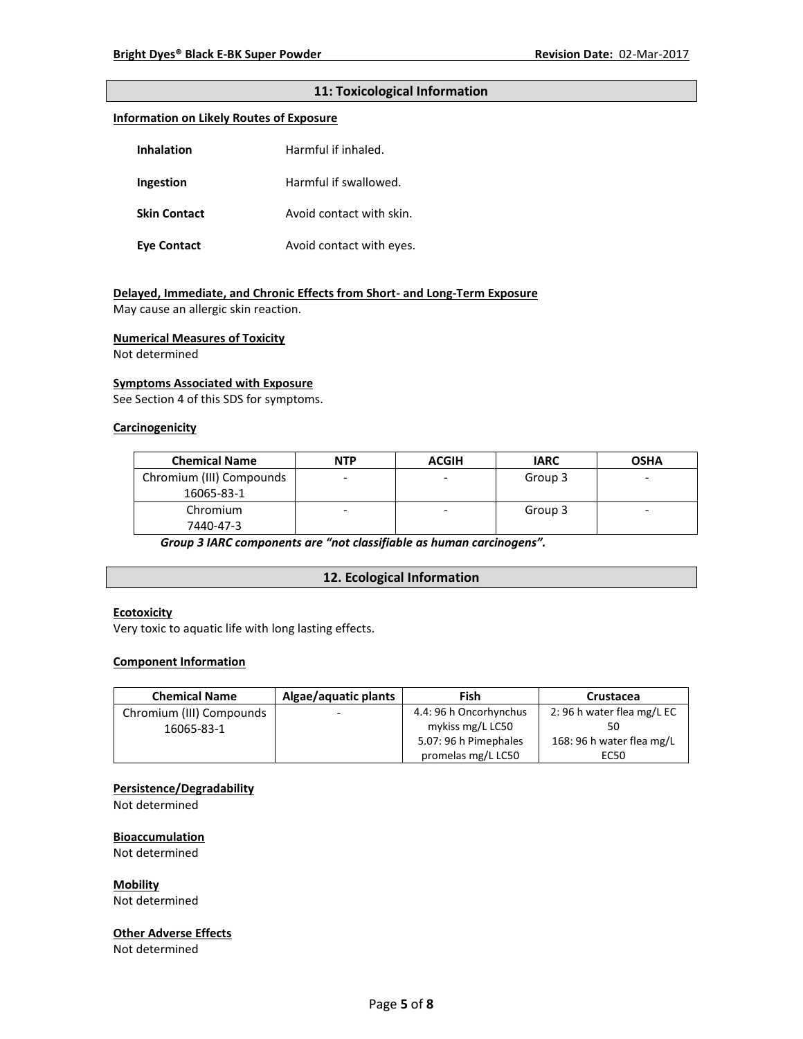## 11: Toxicological Information

### Information on Likely Routes of Exposure

| | |
|---|---|
| **Inhalation** | Harmful if inhaled. |
| **Ingestion** | Harmful if swallowed. |
| **Skin Contact** | Avoid contact with skin. |
| **Eye Contact** | Avoid contact with eyes. |

### Delayed, Immediate, and Chronic Effects from Short- and Long-Term Exposure

May cause an allergic skin reaction.

### Numerical Measures of Toxicity

Not determined

### Symptoms Associated with Exposure

See Section 4 of this SDS for symptoms.

### Carcinogenicity

| Chemical Name | NTP | ACGIH | IARC | OSHA |
|---|---|---|---|---|
| Chromium (III) Compounds 16065-83-1 | - | - | Group 3 | - |
| Chromium 7440-47-3 | - | - | Group 3 | - |

***Group 3 IARC components are "not classifiable as human carcinogens".***

## 12. Ecological Information

### Ecotoxicity

Very toxic to aquatic life with long lasting effects.

### Component Information

| Chemical Name | Algae/aquatic plants | Fish | Crustacea |
|---|---|---|---|
| Chromium (III) Compounds 16065-83-1 | - | 4.4: 96 h Oncorhynchus mykiss mg/L LC50<br>5.07: 96 h Pimephales promelas mg/L LC50 | 2: 96 h water flea mg/L EC 50<br>168: 96 h water flea mg/L EC50 |

### Persistence/Degradability

Not determined

### Bioaccumulation

Not determined

### Mobility

Not determined

### Other Adverse Effects

Not determined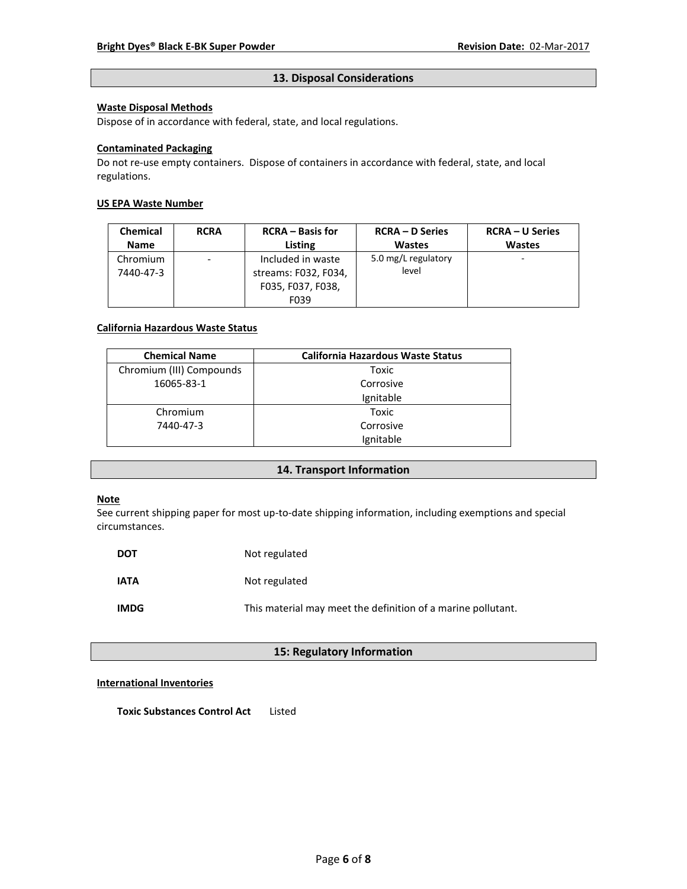## 13. Disposal Considerations

**Waste Disposal Methods**

Dispose of in accordance with federal, state, and local regulations.

**Contaminated Packaging**

Do not re-use empty containers. Dispose of containers in accordance with federal, state, and local regulations.

**US EPA Waste Number**

| Chemical Name | RCRA | RCRA – Basis for Listing | RCRA – D Series Wastes | RCRA – U Series Wastes |
|---|---|---|---|---|
| Chromium 7440-47-3 | - | Included in waste streams: F032, F034, F035, F037, F038, F039 | 5.0 mg/L regulatory level | - |

**California Hazardous Waste Status**

| Chemical Name | California Hazardous Waste Status |
|---|---|
| Chromium (III) Compounds 16065-83-1 | Toxic Corrosive Ignitable |
| Chromium 7440-47-3 | Toxic Corrosive Ignitable |

## 14. Transport Information

**Note**

See current shipping paper for most up-to-date shipping information, including exemptions and special circumstances.

**DOT** Not regulated

**IATA** Not regulated

**IMDG** This material may meet the definition of a marine pollutant.

## 15: Regulatory Information

**International Inventories**

**Toxic Substances Control Act** Listed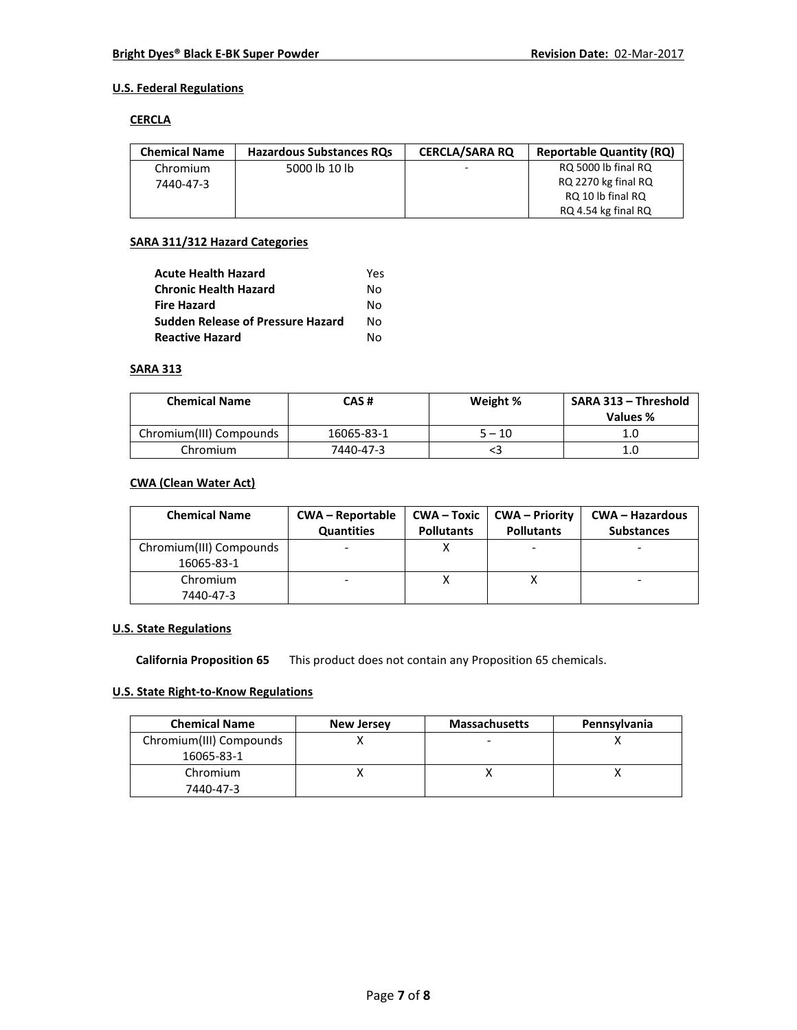## U.S. Federal Regulations

### CERCLA

| Chemical Name | Hazardous Substances RQs | CERCLA/SARA RQ | Reportable Quantity (RQ) |
|---|---|---|---|
| Chromium 7440-47-3 | 5000 lb 10 lb | - | RQ 5000 lb final RQ RQ 2270 kg final RQ RQ 10 lb final RQ RQ 4.54 kg final RQ |

### SARA 311/312 Hazard Categories

| | |
|---|---|
| **Acute Health Hazard** | Yes |
| **Chronic Health Hazard** | No |
| **Fire Hazard** | No |
| **Sudden Release of Pressure Hazard** | No |
| **Reactive Hazard** | No |

### SARA 313

| Chemical Name | CAS # | Weight % | SARA 313 – Threshold Values % |
|---|---|---|---|
| Chromium(III) Compounds | 16065-83-1 | 5 – 10 | 1.0 |
| Chromium | 7440-47-3 | <3 | 1.0 |

### CWA (Clean Water Act)

| Chemical Name | CWA – Reportable Quantities | CWA – Toxic Pollutants | CWA – Priority Pollutants | CWA – Hazardous Substances |
|---|---|---|---|---|
| Chromium(III) Compounds 16065-83-1 | - | X | - | - |
| Chromium 7440-47-3 | - | X | X | - |

## U.S. State Regulations

**California Proposition 65** This product does not contain any Proposition 65 chemicals.

## U.S. State Right-to-Know Regulations

| Chemical Name | New Jersey | Massachusetts | Pennsylvania |
|---|---|---|---|
| Chromium(III) Compounds 16065-83-1 | X | - | X |
| Chromium 7440-47-3 | X | X | X |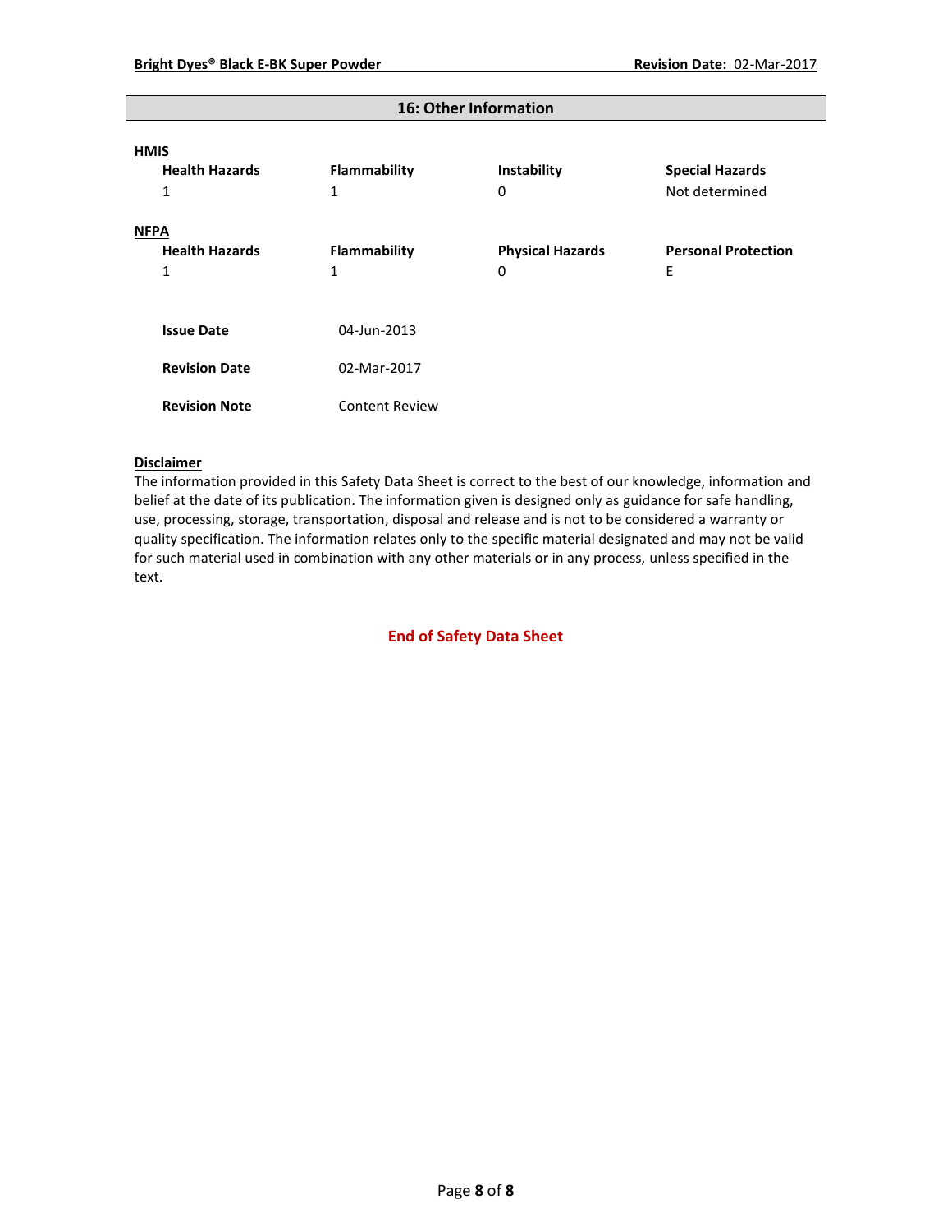## 16: Other Information

**HMIS**

| Health Hazards | Flammability | Instability | Special Hazards |
|---|---|---|---|
| 1 | 1 | 0 | Not determined |

**NFPA**

| Health Hazards | Flammability | Physical Hazards | Personal Protection |
|---|---|---|---|
| 1 | 1 | 0 | E |

| | |
|---|---|
| **Issue Date** | 04-Jun-2013 |
| **Revision Date** | 02-Mar-2017 |
| **Revision Note** | Content Review |

**Disclaimer**

The information provided in this Safety Data Sheet is correct to the best of our knowledge, information and belief at the date of its publication. The information given is designed only as guidance for safe handling, use, processing, storage, transportation, disposal and release and is not to be considered a warranty or quality specification. The information relates only to the specific material designated and may not be valid for such material used in combination with any other materials or in any process, unless specified in the text.

**End of Safety Data Sheet**